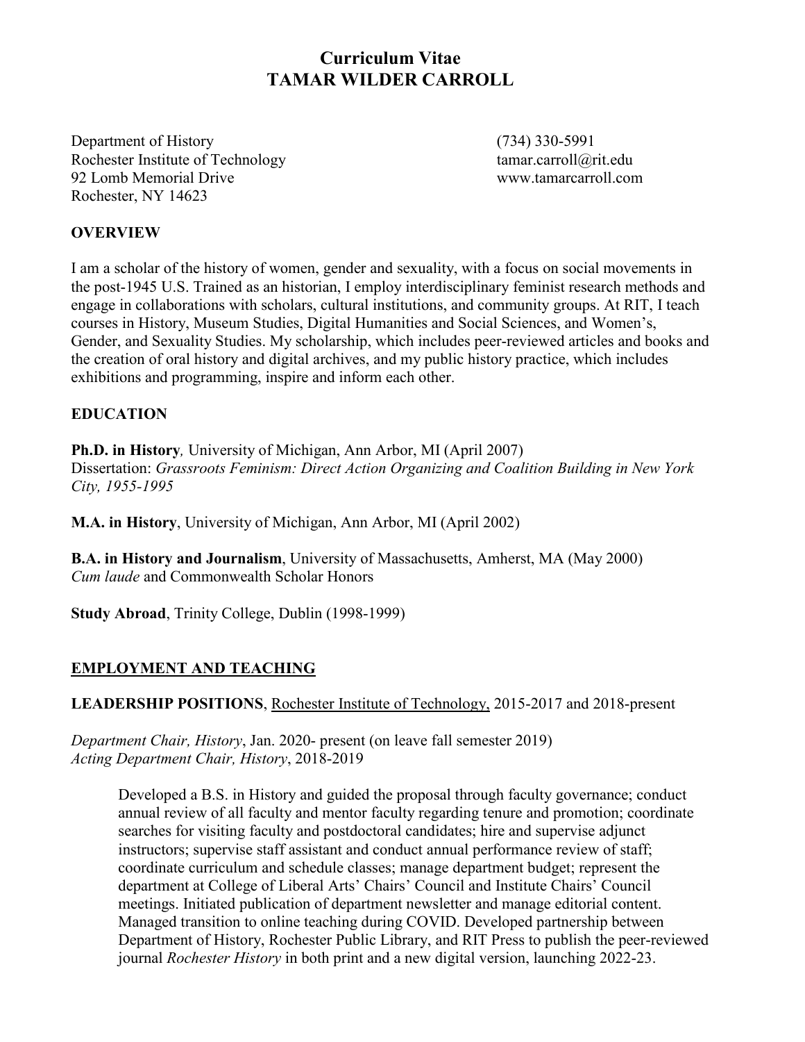# Curriculum Vitae
# TAMAR WILDER CARROLL

Department of History
Rochester Institute of Technology
92 Lomb Memorial Drive
Rochester, NY 14623

(734) 330-5991
tamar.carroll@rit.edu
www.tamarcarroll.com

## OVERVIEW

I am a scholar of the history of women, gender and sexuality, with a focus on social movements in the post-1945 U.S. Trained as an historian, I employ interdisciplinary feminist research methods and engage in collaborations with scholars, cultural institutions, and community groups. At RIT, I teach courses in History, Museum Studies, Digital Humanities and Social Sciences, and Women's, Gender, and Sexuality Studies. My scholarship, which includes peer-reviewed articles and books and the creation of oral history and digital archives, and my public history practice, which includes exhibitions and programming, inspire and inform each other.

## EDUCATION

**Ph.D. in History***,* University of Michigan, Ann Arbor, MI (April 2007)
Dissertation: *Grassroots Feminism: Direct Action Organizing and Coalition Building in New York City, 1955-1995*

**M.A. in History**, University of Michigan, Ann Arbor, MI (April 2002)

**B.A. in History and Journalism**, University of Massachusetts, Amherst, MA (May 2000)
*Cum laude* and Commonwealth Scholar Honors

**Study Abroad**, Trinity College, Dublin (1998-1999)

## EMPLOYMENT AND TEACHING

**LEADERSHIP POSITIONS**, Rochester Institute of Technology, 2015-2017 and 2018-present

*Department Chair, History*, Jan. 2020- present (on leave fall semester 2019)
*Acting Department Chair, History*, 2018-2019

> Developed a B.S. in History and guided the proposal through faculty governance; conduct annual review of all faculty and mentor faculty regarding tenure and promotion; coordinate searches for visiting faculty and postdoctoral candidates; hire and supervise adjunct instructors; supervise staff assistant and conduct annual performance review of staff; coordinate curriculum and schedule classes; manage department budget; represent the department at College of Liberal Arts' Chairs' Council and Institute Chairs' Council meetings. Initiated publication of department newsletter and manage editorial content. Managed transition to online teaching during COVID. Developed partnership between Department of History, Rochester Public Library, and RIT Press to publish the peer-reviewed journal *Rochester History* in both print and a new digital version, launching 2022-23.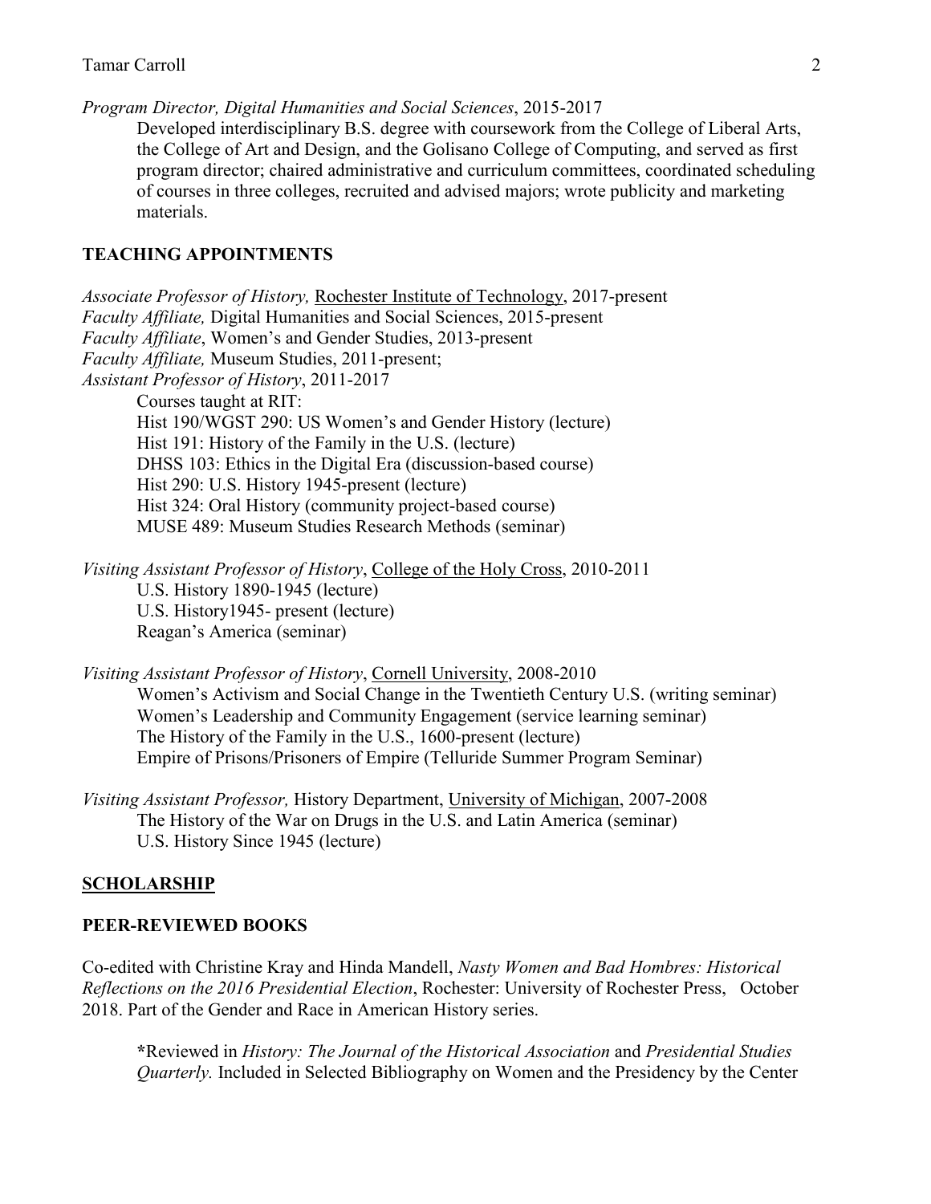*Program Director, Digital Humanities and Social Sciences*, 2015-2017

Developed interdisciplinary B.S. degree with coursework from the College of Liberal Arts, the College of Art and Design, and the Golisano College of Computing, and served as first program director; chaired administrative and curriculum committees, coordinated scheduling of courses in three colleges, recruited and advised majors; wrote publicity and marketing materials.

## TEACHING APPOINTMENTS

*Associate Professor of History,* Rochester Institute of Technology, 2017-present
*Faculty Affiliate,* Digital Humanities and Social Sciences, 2015-present
*Faculty Affiliate*, Women's and Gender Studies, 2013-present
*Faculty Affiliate,* Museum Studies, 2011-present;
*Assistant Professor of History*, 2011-2017

Courses taught at RIT:
Hist 190/WGST 290: US Women's and Gender History (lecture)
Hist 191: History of the Family in the U.S. (lecture)
DHSS 103: Ethics in the Digital Era (discussion-based course)
Hist 290: U.S. History 1945-present (lecture)
Hist 324: Oral History (community project-based course)
MUSE 489: Museum Studies Research Methods (seminar)

*Visiting Assistant Professor of History*, College of the Holy Cross, 2010-2011

U.S. History 1890-1945 (lecture)
U.S. History1945- present (lecture)
Reagan's America (seminar)

*Visiting Assistant Professor of History*, Cornell University, 2008-2010

Women's Activism and Social Change in the Twentieth Century U.S. (writing seminar)
Women's Leadership and Community Engagement (service learning seminar)
The History of the Family in the U.S., 1600-present (lecture)
Empire of Prisons/Prisoners of Empire (Telluride Summer Program Seminar)

*Visiting Assistant Professor,* History Department, University of Michigan, 2007-2008

The History of the War on Drugs in the U.S. and Latin America (seminar)
U.S. History Since 1945 (lecture)

## SCHOLARSHIP

## PEER-REVIEWED BOOKS

Co-edited with Christine Kray and Hinda Mandell, *Nasty Women and Bad Hombres: Historical Reflections on the 2016 Presidential Election*, Rochester: University of Rochester Press, October 2018. Part of the Gender and Race in American History series.

*Reviewed in *History: The Journal of the Historical Association* and *Presidential Studies Quarterly.* Included in Selected Bibliography on Women and the Presidency by the Center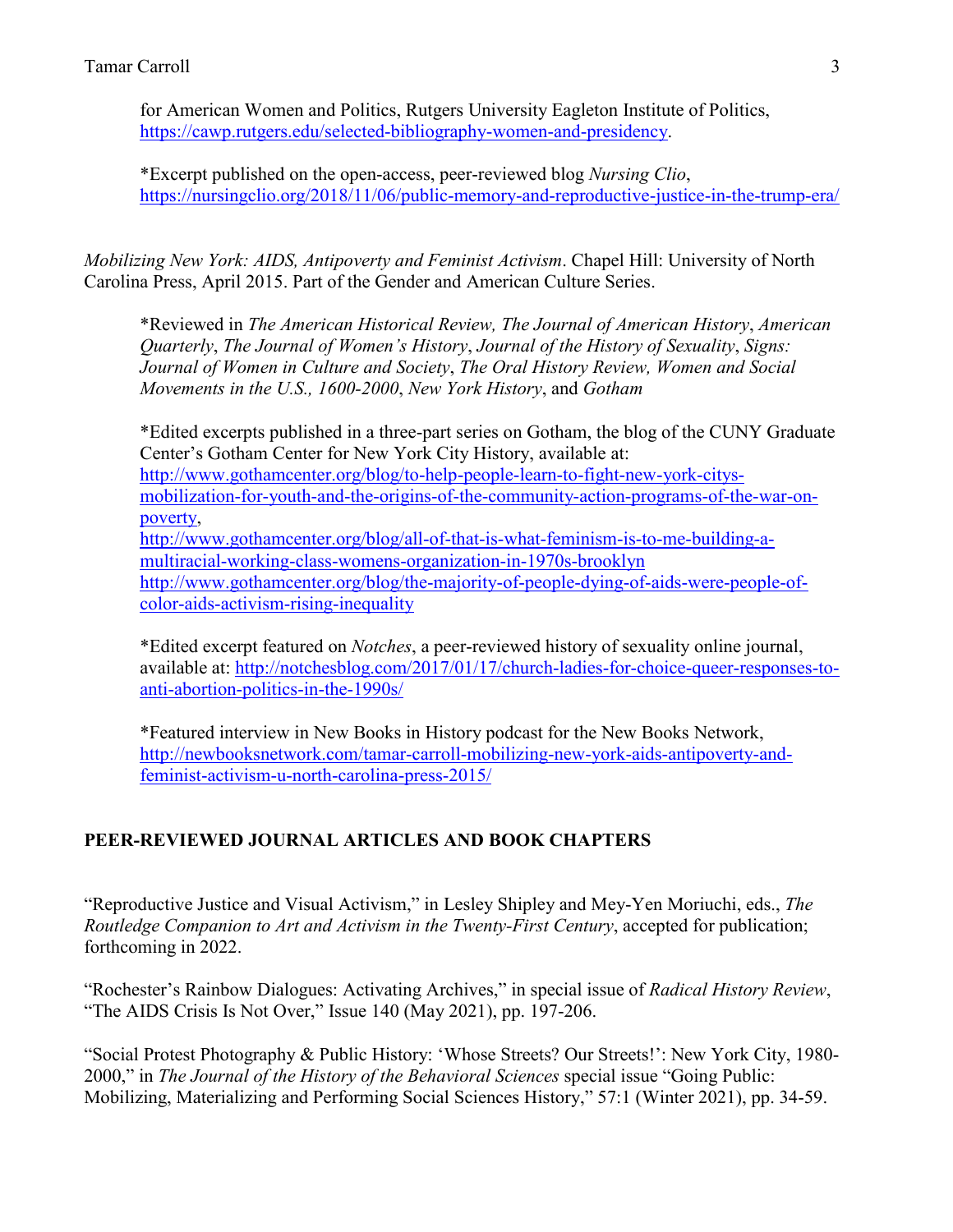for American Women and Politics, Rutgers University Eagleton Institute of Politics, https://cawp.rutgers.edu/selected-bibliography-women-and-presidency.

*Excerpt published on the open-access, peer-reviewed blog *Nursing Clio*, https://nursingclio.org/2018/11/06/public-memory-and-reproductive-justice-in-the-trump-era/

*Mobilizing New York: AIDS, Antipoverty and Feminist Activism*. Chapel Hill: University of North Carolina Press, April 2015. Part of the Gender and American Culture Series.

*Reviewed in *The American Historical Review, The Journal of American History*, *American Quarterly*, *The Journal of Women's History*, *Journal of the History of Sexuality*, *Signs: Journal of Women in Culture and Society*, *The Oral History Review, Women and Social Movements in the U.S., 1600-2000*, *New York History*, and *Gotham*

*Edited excerpts published in a three-part series on Gotham, the blog of the CUNY Graduate Center's Gotham Center for New York City History, available at: http://www.gothamcenter.org/blog/to-help-people-learn-to-fight-new-york-citys-mobilization-for-youth-and-the-origins-of-the-community-action-programs-of-the-war-on-poverty,
http://www.gothamcenter.org/blog/all-of-that-is-what-feminism-is-to-me-building-a-multiracial-working-class-womens-organization-in-1970s-brooklyn
http://www.gothamcenter.org/blog/the-majority-of-people-dying-of-aids-were-people-of-color-aids-activism-rising-inequality

*Edited excerpt featured on *Notches*, a peer-reviewed history of sexuality online journal, available at: http://notchesblog.com/2017/01/17/church-ladies-for-choice-queer-responses-to-anti-abortion-politics-in-the-1990s/

*Featured interview in New Books in History podcast for the New Books Network, http://newbooksnetwork.com/tamar-carroll-mobilizing-new-york-aids-antipoverty-and-feminist-activism-u-north-carolina-press-2015/

## PEER-REVIEWED JOURNAL ARTICLES AND BOOK CHAPTERS

"Reproductive Justice and Visual Activism," in Lesley Shipley and Mey-Yen Moriuchi, eds., *The Routledge Companion to Art and Activism in the Twenty-First Century*, accepted for publication; forthcoming in 2022.

"Rochester's Rainbow Dialogues: Activating Archives," in special issue of *Radical History Review*, "The AIDS Crisis Is Not Over," Issue 140 (May 2021), pp. 197-206.

"Social Protest Photography & Public History: 'Whose Streets? Our Streets!': New York City, 1980-2000," in *The Journal of the History of the Behavioral Sciences* special issue "Going Public: Mobilizing, Materializing and Performing Social Sciences History," 57:1 (Winter 2021), pp. 34-59.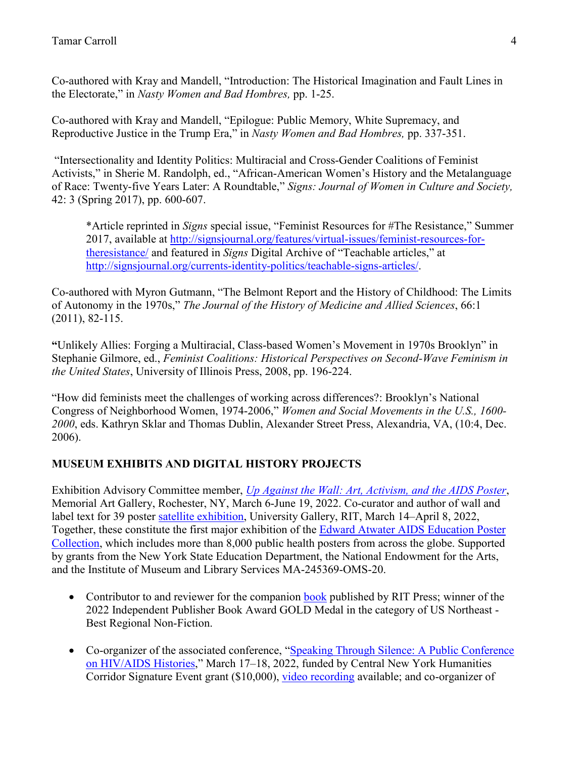Co-authored with Kray and Mandell, "Introduction: The Historical Imagination and Fault Lines in the Electorate," in *Nasty Women and Bad Hombres,* pp. 1-25.

Co-authored with Kray and Mandell, "Epilogue: Public Memory, White Supremacy, and Reproductive Justice in the Trump Era," in *Nasty Women and Bad Hombres,* pp. 337-351.

"Intersectionality and Identity Politics: Multiracial and Cross-Gender Coalitions of Feminist Activists," in Sherie M. Randolph, ed., "African-American Women's History and the Metalanguage of Race: Twenty-five Years Later: A Roundtable," *Signs: Journal of Women in Culture and Society,* 42: 3 (Spring 2017), pp. 600-607.

> *Article reprinted in *Signs* special issue, "Feminist Resources for #The Resistance," Summer 2017, available at [http://signsjournal.org/features/virtual-issues/feminist-resources-for-theresistance/](http://signsjournal.org/features/virtual-issues/feminist-resources-for-theresistance/) and featured in *Signs* Digital Archive of "Teachable articles," at [http://signsjournal.org/currents-identity-politics/teachable-signs-articles/](http://signsjournal.org/currents-identity-politics/teachable-signs-articles/).

Co-authored with Myron Gutmann, "The Belmont Report and the History of Childhood: The Limits of Autonomy in the 1970s," *The Journal of the History of Medicine and Allied Sciences*, 66:1 (2011), 82-115.

**"**Unlikely Allies: Forging a Multiracial, Class-based Women's Movement in 1970s Brooklyn" in Stephanie Gilmore, ed., *Feminist Coalitions: Historical Perspectives on Second-Wave Feminism in the United States*, University of Illinois Press, 2008, pp. 196-224.

"How did feminists meet the challenges of working across differences?: Brooklyn's National Congress of Neighborhood Women, 1974-2006," *Women and Social Movements in the U.S., 1600-2000*, eds. Kathryn Sklar and Thomas Dublin, Alexander Street Press, Alexandria, VA, (10:4, Dec. 2006).

## MUSEUM EXHIBITS AND DIGITAL HISTORY PROJECTS

Exhibition Advisory Committee member, *Up Against the Wall: Art, Activism, and the AIDS Poster*, Memorial Art Gallery, Rochester, NY, March 6-June 19, 2022. Co-curator and author of wall and label text for 39 poster satellite exhibition, University Gallery, RIT, March 14–April 8, 2022, Together, these constitute the first major exhibition of the Edward Atwater AIDS Education Poster Collection, which includes more than 8,000 public health posters from across the globe. Supported by grants from the New York State Education Department, the National Endowment for the Arts, and the Institute of Museum and Library Services MA-245369-OMS-20.

- Contributor to and reviewer for the companion book published by RIT Press; winner of the 2022 Independent Publisher Book Award GOLD Medal in the category of US Northeast - Best Regional Non-Fiction.
- Co-organizer of the associated conference, "Speaking Through Silence: A Public Conference on HIV/AIDS Histories," March 17–18, 2022, funded by Central New York Humanities Corridor Signature Event grant ($10,000), video recording available; and co-organizer of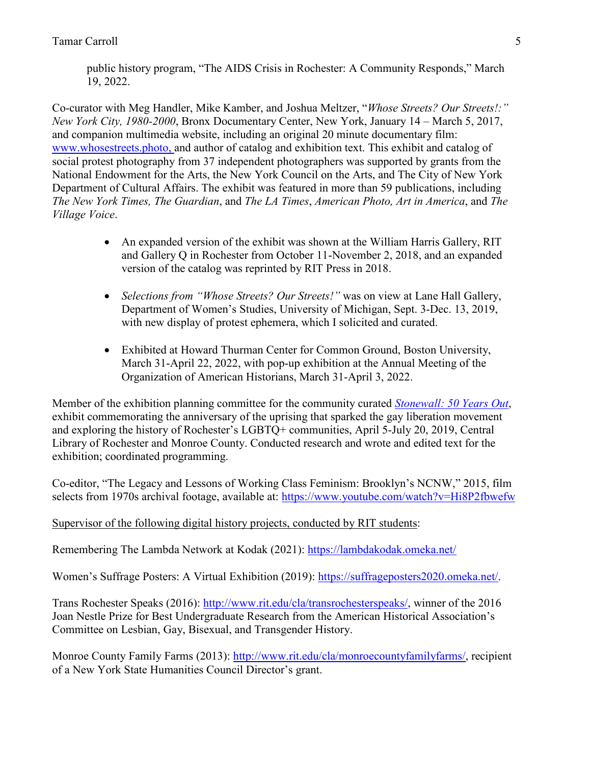public history program, "The AIDS Crisis in Rochester: A Community Responds," March 19, 2022.

Co-curator with Meg Handler, Mike Kamber, and Joshua Meltzer, "*Whose Streets? Our Streets!:" New York City, 1980-2000*, Bronx Documentary Center, New York, January 14 – March 5, 2017, and companion multimedia website, including an original 20 minute documentary film: [www.whosestreets.photo,](www.whosestreets.photo) and author of catalog and exhibition text. This exhibit and catalog of social protest photography from 37 independent photographers was supported by grants from the National Endowment for the Arts, the New York Council on the Arts, and The City of New York Department of Cultural Affairs. The exhibit was featured in more than 59 publications, including *The New York Times, The Guardian*, and *The LA Times*, *American Photo, Art in America*, and *The Village Voice*.

- An expanded version of the exhibit was shown at the William Harris Gallery, RIT and Gallery Q in Rochester from October 11-November 2, 2018, and an expanded version of the catalog was reprinted by RIT Press in 2018.

- *Selections from "Whose Streets? Our Streets!"* was on view at Lane Hall Gallery, Department of Women's Studies, University of Michigan, Sept. 3-Dec. 13, 2019, with new display of protest ephemera, which I solicited and curated.

- Exhibited at Howard Thurman Center for Common Ground, Boston University, March 31-April 22, 2022, with pop-up exhibition at the Annual Meeting of the Organization of American Historians, March 31-April 3, 2022.

Member of the exhibition planning committee for the community curated *Stonewall: 50 Years Out*, exhibit commemorating the anniversary of the uprising that sparked the gay liberation movement and exploring the history of Rochester's LGBTQ+ communities, April 5-July 20, 2019, Central Library of Rochester and Monroe County. Conducted research and wrote and edited text for the exhibition; coordinated programming.

Co-editor, "The Legacy and Lessons of Working Class Feminism: Brooklyn's NCNW," 2015, film selects from 1970s archival footage, available at: https://www.youtube.com/watch?v=Hi8P2fbwefw

Supervisor of the following digital history projects, conducted by RIT students:

Remembering The Lambda Network at Kodak (2021): https://lambdakodak.omeka.net/

Women's Suffrage Posters: A Virtual Exhibition (2019): https://suffrageposters2020.omeka.net/.

Trans Rochester Speaks (2016): http://www.rit.edu/cla/transrochesterspeaks/, winner of the 2016 Joan Nestle Prize for Best Undergraduate Research from the American Historical Association's Committee on Lesbian, Gay, Bisexual, and Transgender History.

Monroe County Family Farms (2013): http://www.rit.edu/cla/monroecountyfamilyfarms/, recipient of a New York State Humanities Council Director's grant.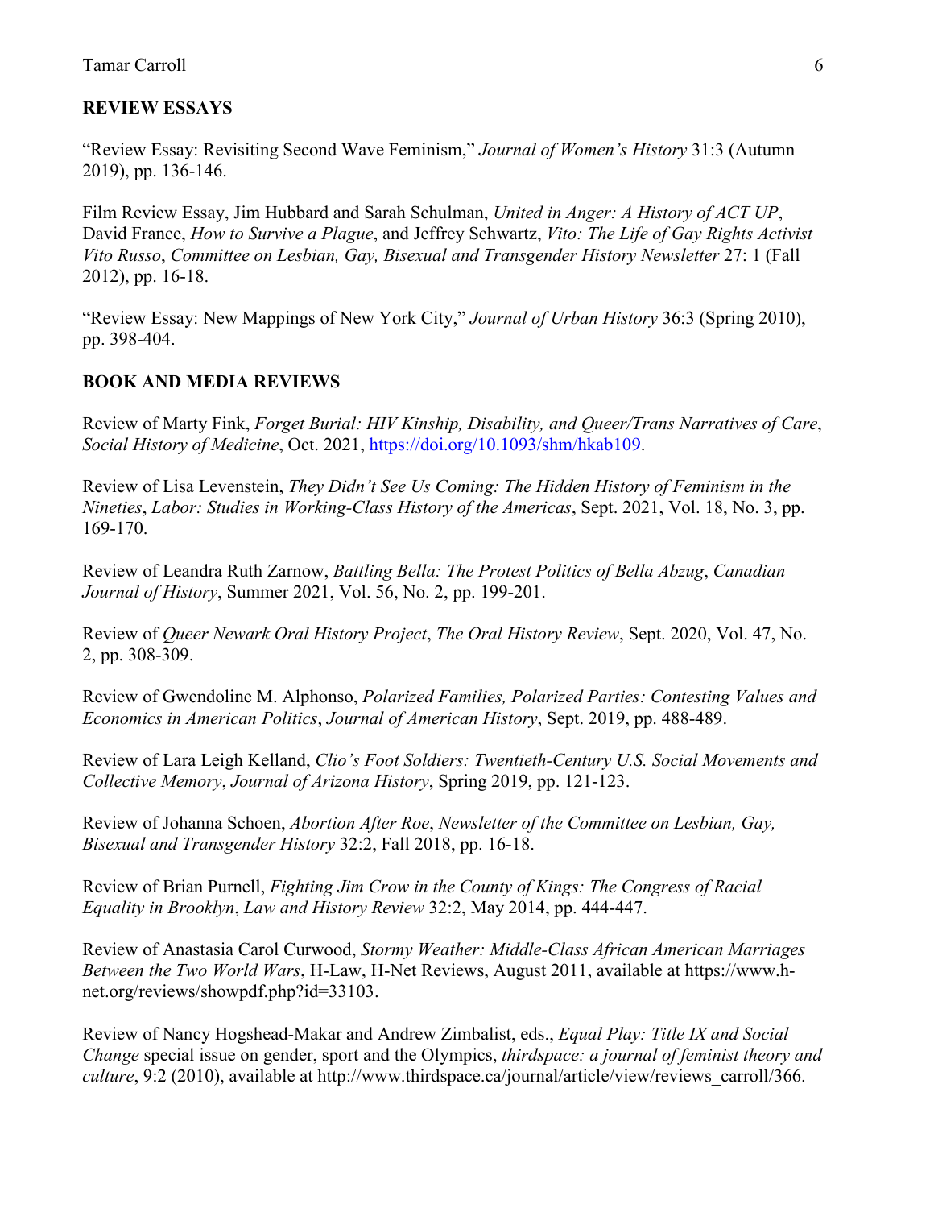## REVIEW ESSAYS

"Review Essay: Revisiting Second Wave Feminism," *Journal of Women's History* 31:3 (Autumn 2019), pp. 136-146.

Film Review Essay, Jim Hubbard and Sarah Schulman, *United in Anger: A History of ACT UP*, David France, *How to Survive a Plague*, and Jeffrey Schwartz, *Vito: The Life of Gay Rights Activist Vito Russo*, *Committee on Lesbian, Gay, Bisexual and Transgender History Newsletter* 27: 1 (Fall 2012), pp. 16-18.

"Review Essay: New Mappings of New York City," *Journal of Urban History* 36:3 (Spring 2010), pp. 398-404.

## BOOK AND MEDIA REVIEWS

Review of Marty Fink, *Forget Burial: HIV Kinship, Disability, and Queer/Trans Narratives of Care*, *Social History of Medicine*, Oct. 2021, https://doi.org/10.1093/shm/hkab109.

Review of Lisa Levenstein, *They Didn't See Us Coming: The Hidden History of Feminism in the Nineties*, *Labor: Studies in Working-Class History of the Americas*, Sept. 2021, Vol. 18, No. 3, pp. 169-170.

Review of Leandra Ruth Zarnow, *Battling Bella: The Protest Politics of Bella Abzug*, *Canadian Journal of History*, Summer 2021, Vol. 56, No. 2, pp. 199-201.

Review of *Queer Newark Oral History Project*, *The Oral History Review*, Sept. 2020, Vol. 47, No. 2, pp. 308-309.

Review of Gwendoline M. Alphonso, *Polarized Families, Polarized Parties: Contesting Values and Economics in American Politics*, *Journal of American History*, Sept. 2019, pp. 488-489.

Review of Lara Leigh Kelland, *Clio's Foot Soldiers: Twentieth-Century U.S. Social Movements and Collective Memory*, *Journal of Arizona History*, Spring 2019, pp. 121-123.

Review of Johanna Schoen, *Abortion After Roe*, *Newsletter of the Committee on Lesbian, Gay, Bisexual and Transgender History* 32:2, Fall 2018, pp. 16-18.

Review of Brian Purnell, *Fighting Jim Crow in the County of Kings: The Congress of Racial Equality in Brooklyn*, *Law and History Review* 32:2, May 2014, pp. 444-447.

Review of Anastasia Carol Curwood, *Stormy Weather: Middle-Class African American Marriages Between the Two World Wars*, H-Law, H-Net Reviews, August 2011, available at https://www.h-net.org/reviews/showpdf.php?id=33103.

Review of Nancy Hogshead-Makar and Andrew Zimbalist, eds., *Equal Play: Title IX and Social Change* special issue on gender, sport and the Olympics, *thirdspace: a journal of feminist theory and culture*, 9:2 (2010), available at http://www.thirdspace.ca/journal/article/view/reviews_carroll/366.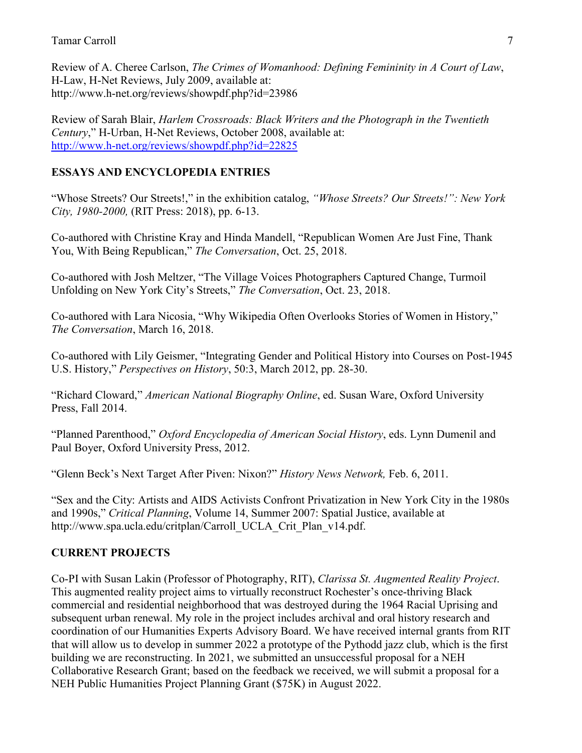Review of A. Cheree Carlson, *The Crimes of Womanhood: Defining Femininity in A Court of Law*, H-Law, H-Net Reviews, July 2009, available at: http://www.h-net.org/reviews/showpdf.php?id=23986

Review of Sarah Blair, *Harlem Crossroads: Black Writers and the Photograph in the Twentieth Century*," H-Urban, H-Net Reviews, October 2008, available at: http://www.h-net.org/reviews/showpdf.php?id=22825

## ESSAYS AND ENCYCLOPEDIA ENTRIES

"Whose Streets? Our Streets!," in the exhibition catalog, *"Whose Streets? Our Streets!": New York City, 1980-2000,* (RIT Press: 2018), pp. 6-13.

Co-authored with Christine Kray and Hinda Mandell, "Republican Women Are Just Fine, Thank You, With Being Republican," *The Conversation*, Oct. 25, 2018.

Co-authored with Josh Meltzer, "The Village Voices Photographers Captured Change, Turmoil Unfolding on New York City's Streets," *The Conversation*, Oct. 23, 2018.

Co-authored with Lara Nicosia, "Why Wikipedia Often Overlooks Stories of Women in History," *The Conversation*, March 16, 2018.

Co-authored with Lily Geismer, "Integrating Gender and Political History into Courses on Post-1945 U.S. History," *Perspectives on History*, 50:3, March 2012, pp. 28-30.

"Richard Cloward," *American National Biography Online*, ed. Susan Ware, Oxford University Press, Fall 2014.

"Planned Parenthood," *Oxford Encyclopedia of American Social History*, eds. Lynn Dumenil and Paul Boyer, Oxford University Press, 2012.

"Glenn Beck's Next Target After Piven: Nixon?" *History News Network,* Feb. 6, 2011.

"Sex and the City: Artists and AIDS Activists Confront Privatization in New York City in the 1980s and 1990s," *Critical Planning*, Volume 14, Summer 2007: Spatial Justice, available at http://www.spa.ucla.edu/critplan/Carroll_UCLA_Crit_Plan_v14.pdf.

## CURRENT PROJECTS

Co-PI with Susan Lakin (Professor of Photography, RIT), *Clarissa St. Augmented Reality Project*. This augmented reality project aims to virtually reconstruct Rochester's once-thriving Black commercial and residential neighborhood that was destroyed during the 1964 Racial Uprising and subsequent urban renewal. My role in the project includes archival and oral history research and coordination of our Humanities Experts Advisory Board. We have received internal grants from RIT that will allow us to develop in summer 2022 a prototype of the Pythodd jazz club, which is the first building we are reconstructing. In 2021, we submitted an unsuccessful proposal for a NEH Collaborative Research Grant; based on the feedback we received, we will submit a proposal for a NEH Public Humanities Project Planning Grant ($75K) in August 2022.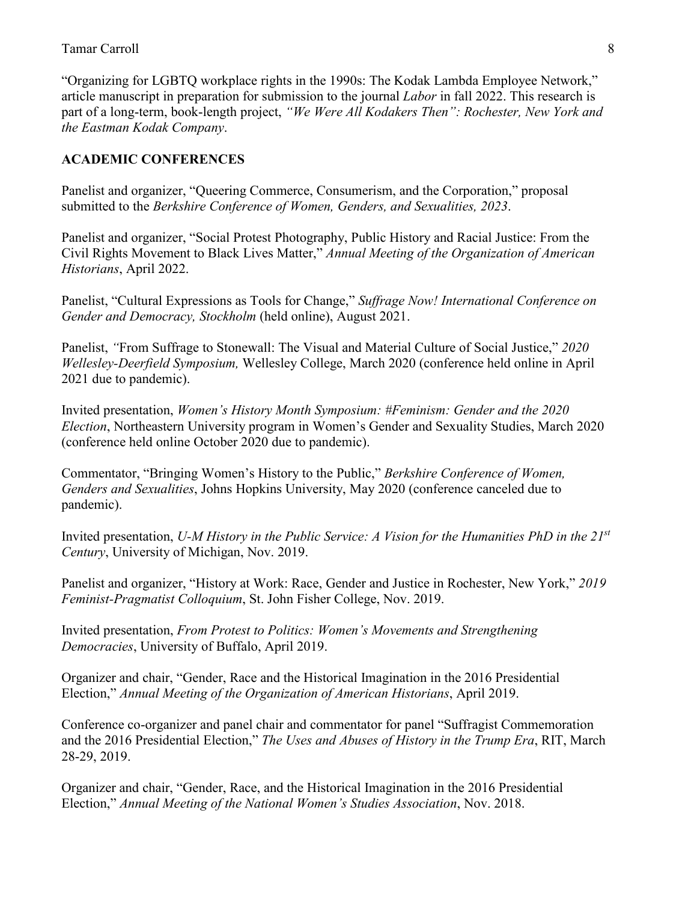"Organizing for LGBTQ workplace rights in the 1990s: The Kodak Lambda Employee Network," article manuscript in preparation for submission to the journal *Labor* in fall 2022. This research is part of a long-term, book-length project, *"We Were All Kodakers Then": Rochester, New York and the Eastman Kodak Company*.

## ACADEMIC CONFERENCES

Panelist and organizer, "Queering Commerce, Consumerism, and the Corporation," proposal submitted to the *Berkshire Conference of Women, Genders, and Sexualities, 2023*.

Panelist and organizer, "Social Protest Photography, Public History and Racial Justice: From the Civil Rights Movement to Black Lives Matter," *Annual Meeting of the Organization of American Historians*, April 2022.

Panelist, "Cultural Expressions as Tools for Change," *Suffrage Now! International Conference on Gender and Democracy, Stockholm* (held online), August 2021.

Panelist, "From Suffrage to Stonewall: The Visual and Material Culture of Social Justice," *2020 Wellesley-Deerfield Symposium,* Wellesley College, March 2020 (conference held online in April 2021 due to pandemic).

Invited presentation, *Women's History Month Symposium: #Feminism: Gender and the 2020 Election*, Northeastern University program in Women's Gender and Sexuality Studies, March 2020 (conference held online October 2020 due to pandemic).

Commentator, "Bringing Women's History to the Public," *Berkshire Conference of Women, Genders and Sexualities*, Johns Hopkins University, May 2020 (conference canceled due to pandemic).

Invited presentation, *U-M History in the Public Service: A Vision for the Humanities PhD in the 21st Century*, University of Michigan, Nov. 2019.

Panelist and organizer, "History at Work: Race, Gender and Justice in Rochester, New York," *2019 Feminist-Pragmatist Colloquium*, St. John Fisher College, Nov. 2019.

Invited presentation, *From Protest to Politics: Women's Movements and Strengthening Democracies*, University of Buffalo, April 2019.

Organizer and chair, "Gender, Race and the Historical Imagination in the 2016 Presidential Election," *Annual Meeting of the Organization of American Historians*, April 2019.

Conference co-organizer and panel chair and commentator for panel "Suffragist Commemoration and the 2016 Presidential Election," *The Uses and Abuses of History in the Trump Era*, RIT, March 28-29, 2019.

Organizer and chair, "Gender, Race, and the Historical Imagination in the 2016 Presidential Election," *Annual Meeting of the National Women's Studies Association*, Nov. 2018.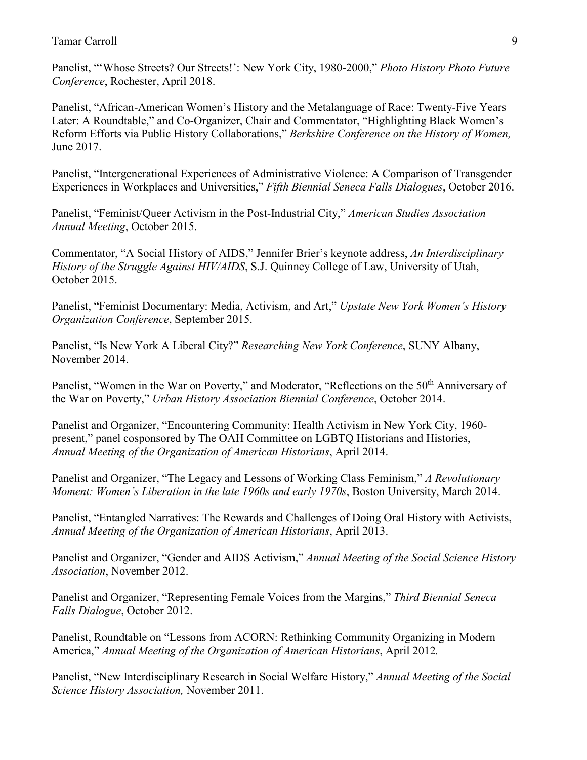Panelist, "'Whose Streets? Our Streets!': New York City, 1980-2000," *Photo History Photo Future Conference*, Rochester, April 2018.

Panelist, "African-American Women's History and the Metalanguage of Race: Twenty-Five Years Later: A Roundtable," and Co-Organizer, Chair and Commentator, "Highlighting Black Women's Reform Efforts via Public History Collaborations," *Berkshire Conference on the History of Women,* June 2017.

Panelist, "Intergenerational Experiences of Administrative Violence: A Comparison of Transgender Experiences in Workplaces and Universities," *Fifth Biennial Seneca Falls Dialogues*, October 2016.

Panelist, "Feminist/Queer Activism in the Post-Industrial City," *American Studies Association Annual Meeting*, October 2015.

Commentator, "A Social History of AIDS," Jennifer Brier's keynote address, *An Interdisciplinary History of the Struggle Against HIV/AIDS*, S.J. Quinney College of Law, University of Utah, October 2015.

Panelist, "Feminist Documentary: Media, Activism, and Art," *Upstate New York Women's History Organization Conference*, September 2015.

Panelist, "Is New York A Liberal City?" *Researching New York Conference*, SUNY Albany, November 2014.

Panelist, "Women in the War on Poverty," and Moderator, "Reflections on the 50th Anniversary of the War on Poverty," *Urban History Association Biennial Conference*, October 2014.

Panelist and Organizer, "Encountering Community: Health Activism in New York City, 1960-present," panel cosponsored by The OAH Committee on LGBTQ Historians and Histories, *Annual Meeting of the Organization of American Historians*, April 2014.

Panelist and Organizer, "The Legacy and Lessons of Working Class Feminism," *A Revolutionary Moment: Women's Liberation in the late 1960s and early 1970s*, Boston University, March 2014.

Panelist, "Entangled Narratives: The Rewards and Challenges of Doing Oral History with Activists, *Annual Meeting of the Organization of American Historians*, April 2013.

Panelist and Organizer, "Gender and AIDS Activism," *Annual Meeting of the Social Science History Association*, November 2012.

Panelist and Organizer, "Representing Female Voices from the Margins," *Third Biennial Seneca Falls Dialogue*, October 2012.

Panelist, Roundtable on "Lessons from ACORN: Rethinking Community Organizing in Modern America," *Annual Meeting of the Organization of American Historians*, April 2012.

Panelist, "New Interdisciplinary Research in Social Welfare History," *Annual Meeting of the Social Science History Association,* November 2011.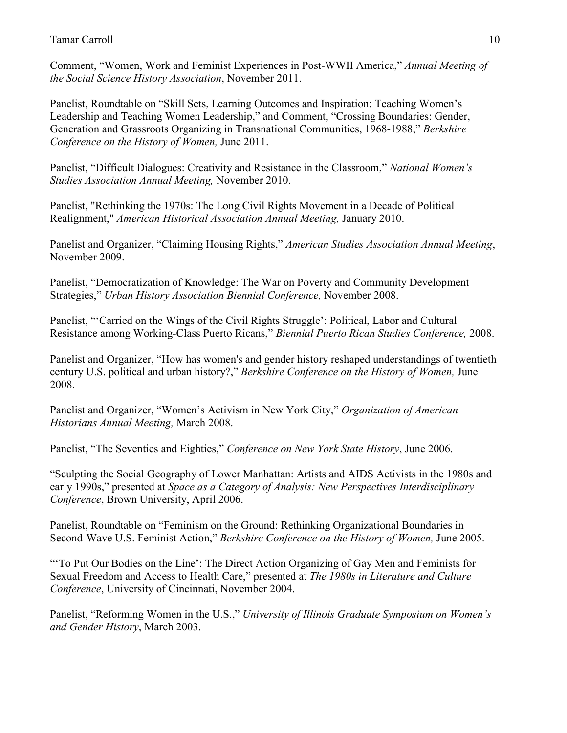Comment, "Women, Work and Feminist Experiences in Post-WWII America," *Annual Meeting of the Social Science History Association*, November 2011.

Panelist, Roundtable on "Skill Sets, Learning Outcomes and Inspiration: Teaching Women's Leadership and Teaching Women Leadership," and Comment, "Crossing Boundaries: Gender, Generation and Grassroots Organizing in Transnational Communities, 1968-1988," *Berkshire Conference on the History of Women,* June 2011.

Panelist, "Difficult Dialogues: Creativity and Resistance in the Classroom," *National Women's Studies Association Annual Meeting,* November 2010.

Panelist, "Rethinking the 1970s: The Long Civil Rights Movement in a Decade of Political Realignment," *American Historical Association Annual Meeting,* January 2010.

Panelist and Organizer, "Claiming Housing Rights," *American Studies Association Annual Meeting*, November 2009.

Panelist, "Democratization of Knowledge: The War on Poverty and Community Development Strategies," *Urban History Association Biennial Conference,* November 2008.

Panelist, "'Carried on the Wings of the Civil Rights Struggle': Political, Labor and Cultural Resistance among Working-Class Puerto Ricans," *Biennial Puerto Rican Studies Conference,* 2008.

Panelist and Organizer, "How has women's and gender history reshaped understandings of twentieth century U.S. political and urban history?," *Berkshire Conference on the History of Women,* June 2008.

Panelist and Organizer, "Women's Activism in New York City," *Organization of American Historians Annual Meeting,* March 2008.

Panelist, "The Seventies and Eighties," *Conference on New York State History*, June 2006.

"Sculpting the Social Geography of Lower Manhattan: Artists and AIDS Activists in the 1980s and early 1990s," presented at *Space as a Category of Analysis: New Perspectives Interdisciplinary Conference*, Brown University, April 2006.

Panelist, Roundtable on "Feminism on the Ground: Rethinking Organizational Boundaries in Second-Wave U.S. Feminist Action," *Berkshire Conference on the History of Women,* June 2005.

"'To Put Our Bodies on the Line': The Direct Action Organizing of Gay Men and Feminists for Sexual Freedom and Access to Health Care," presented at *The 1980s in Literature and Culture Conference*, University of Cincinnati, November 2004.

Panelist, "Reforming Women in the U.S.," *University of Illinois Graduate Symposium on Women's and Gender History*, March 2003.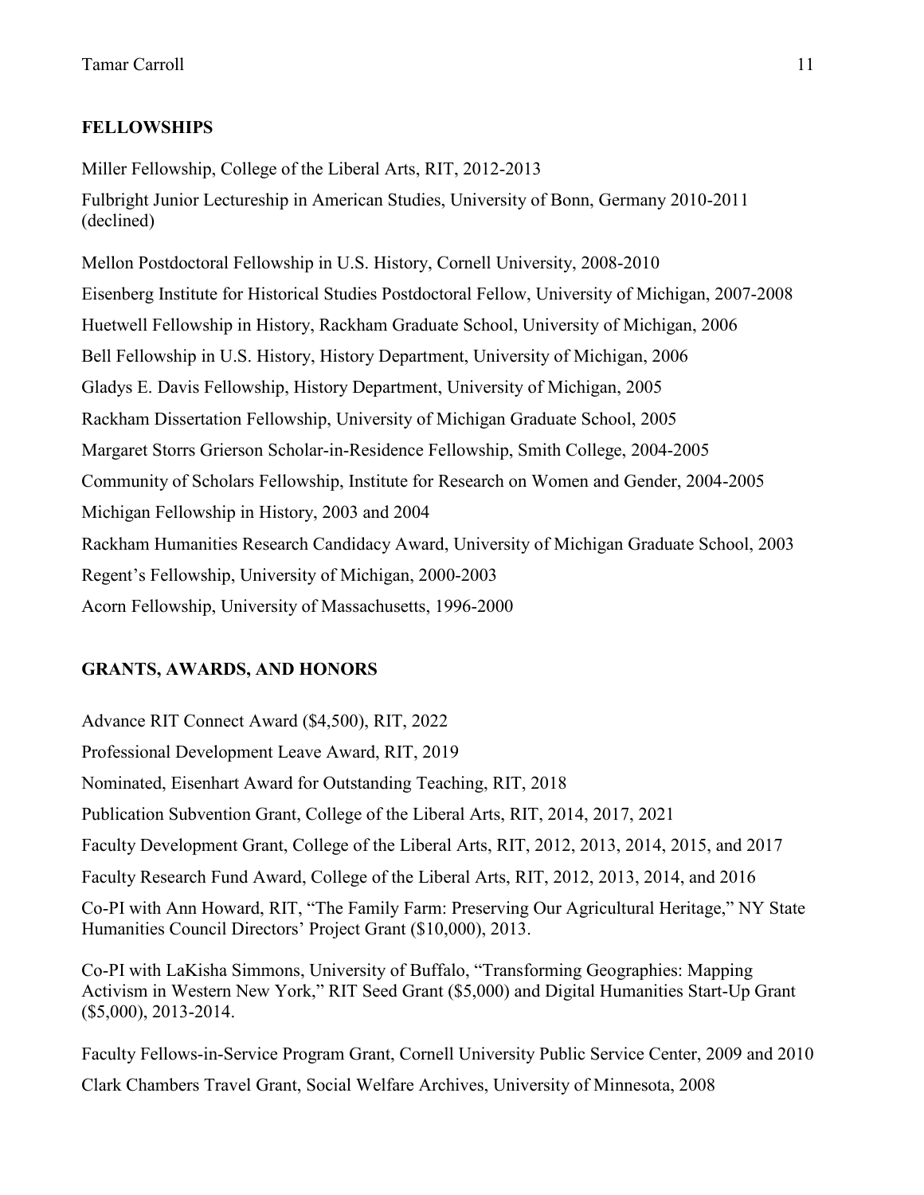## FELLOWSHIPS

Miller Fellowship, College of the Liberal Arts, RIT, 2012-2013

Fulbright Junior Lectureship in American Studies, University of Bonn, Germany 2010-2011 (declined)

Mellon Postdoctoral Fellowship in U.S. History, Cornell University, 2008-2010

Eisenberg Institute for Historical Studies Postdoctoral Fellow, University of Michigan, 2007-2008

Huetwell Fellowship in History, Rackham Graduate School, University of Michigan, 2006

Bell Fellowship in U.S. History, History Department, University of Michigan, 2006

Gladys E. Davis Fellowship, History Department, University of Michigan, 2005

Rackham Dissertation Fellowship, University of Michigan Graduate School, 2005

Margaret Storrs Grierson Scholar-in-Residence Fellowship, Smith College, 2004-2005

Community of Scholars Fellowship, Institute for Research on Women and Gender, 2004-2005

Michigan Fellowship in History, 2003 and 2004

Rackham Humanities Research Candidacy Award, University of Michigan Graduate School, 2003

Regent's Fellowship, University of Michigan, 2000-2003

Acorn Fellowship, University of Massachusetts, 1996-2000

## GRANTS, AWARDS, AND HONORS

Advance RIT Connect Award ($4,500), RIT, 2022

Professional Development Leave Award, RIT, 2019

Nominated, Eisenhart Award for Outstanding Teaching, RIT, 2018

Publication Subvention Grant, College of the Liberal Arts, RIT, 2014, 2017, 2021

Faculty Development Grant, College of the Liberal Arts, RIT, 2012, 2013, 2014, 2015, and 2017

Faculty Research Fund Award, College of the Liberal Arts, RIT, 2012, 2013, 2014, and 2016

Co-PI with Ann Howard, RIT, "The Family Farm: Preserving Our Agricultural Heritage," NY State Humanities Council Directors' Project Grant ($10,000), 2013.

Co-PI with LaKisha Simmons, University of Buffalo, "Transforming Geographies: Mapping Activism in Western New York," RIT Seed Grant ($5,000) and Digital Humanities Start-Up Grant ($5,000), 2013-2014.

Faculty Fellows-in-Service Program Grant, Cornell University Public Service Center, 2009 and 2010

Clark Chambers Travel Grant, Social Welfare Archives, University of Minnesota, 2008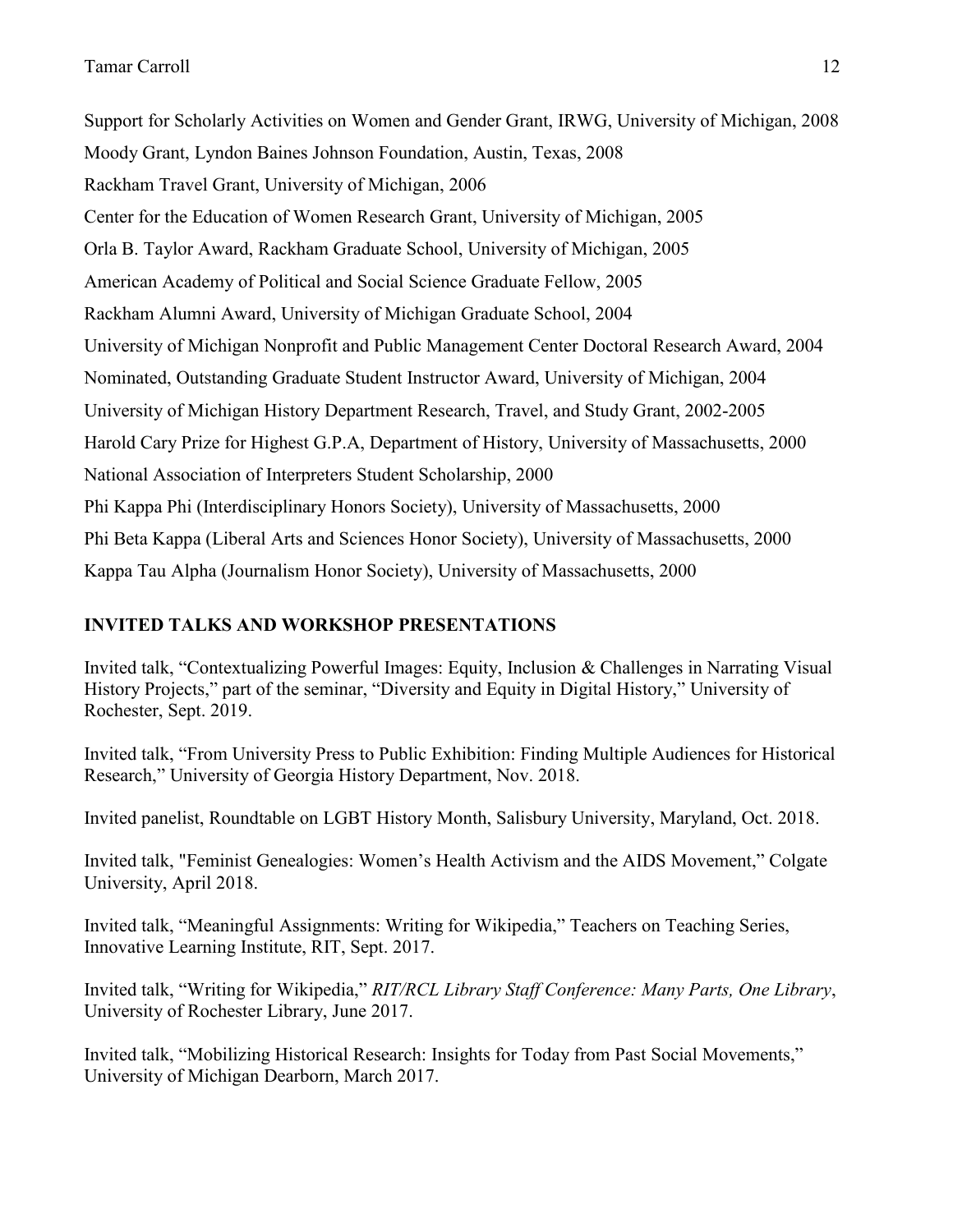Support for Scholarly Activities on Women and Gender Grant, IRWG, University of Michigan, 2008

Moody Grant, Lyndon Baines Johnson Foundation, Austin, Texas, 2008

Rackham Travel Grant, University of Michigan, 2006

Center for the Education of Women Research Grant, University of Michigan, 2005

Orla B. Taylor Award, Rackham Graduate School, University of Michigan, 2005

American Academy of Political and Social Science Graduate Fellow, 2005

Rackham Alumni Award, University of Michigan Graduate School, 2004

University of Michigan Nonprofit and Public Management Center Doctoral Research Award, 2004

Nominated, Outstanding Graduate Student Instructor Award, University of Michigan, 2004

University of Michigan History Department Research, Travel, and Study Grant, 2002-2005

Harold Cary Prize for Highest G.P.A, Department of History, University of Massachusetts, 2000

National Association of Interpreters Student Scholarship, 2000

Phi Kappa Phi (Interdisciplinary Honors Society), University of Massachusetts, 2000

Phi Beta Kappa (Liberal Arts and Sciences Honor Society), University of Massachusetts, 2000

Kappa Tau Alpha (Journalism Honor Society), University of Massachusetts, 2000

## INVITED TALKS AND WORKSHOP PRESENTATIONS

Invited talk, "Contextualizing Powerful Images: Equity, Inclusion & Challenges in Narrating Visual History Projects," part of the seminar, "Diversity and Equity in Digital History," University of Rochester, Sept. 2019.

Invited talk, "From University Press to Public Exhibition: Finding Multiple Audiences for Historical Research," University of Georgia History Department, Nov. 2018.

Invited panelist, Roundtable on LGBT History Month, Salisbury University, Maryland, Oct. 2018.

Invited talk, "Feminist Genealogies: Women's Health Activism and the AIDS Movement," Colgate University, April 2018.

Invited talk, "Meaningful Assignments: Writing for Wikipedia," Teachers on Teaching Series, Innovative Learning Institute, RIT, Sept. 2017.

Invited talk, "Writing for Wikipedia," *RIT/RCL Library Staff Conference: Many Parts, One Library*, University of Rochester Library, June 2017.

Invited talk, "Mobilizing Historical Research: Insights for Today from Past Social Movements," University of Michigan Dearborn, March 2017.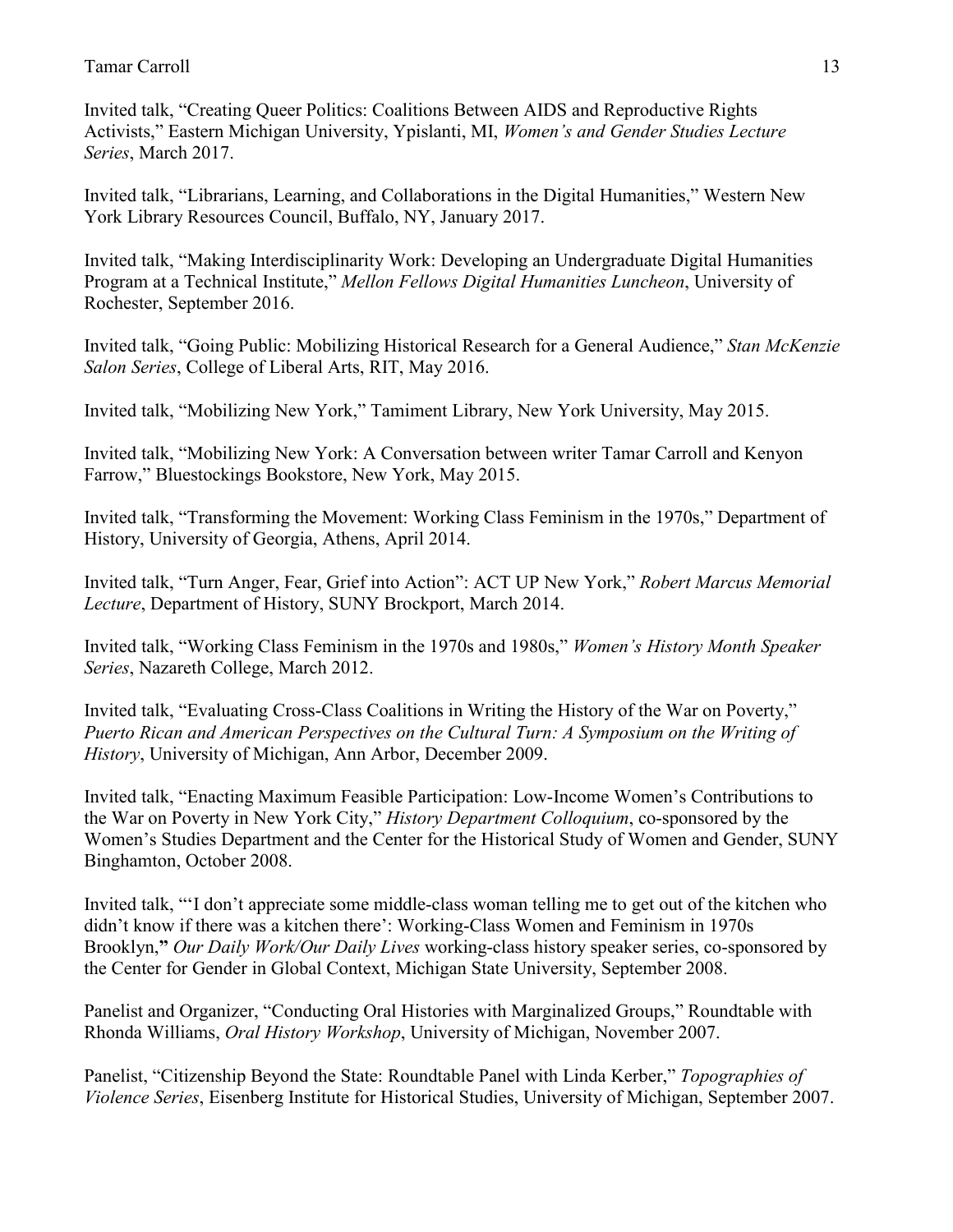Invited talk, "Creating Queer Politics: Coalitions Between AIDS and Reproductive Rights Activists," Eastern Michigan University, Ypislanti, MI, *Women's and Gender Studies Lecture Series*, March 2017.

Invited talk, "Librarians, Learning, and Collaborations in the Digital Humanities," Western New York Library Resources Council, Buffalo, NY, January 2017.

Invited talk, "Making Interdisciplinarity Work: Developing an Undergraduate Digital Humanities Program at a Technical Institute," *Mellon Fellows Digital Humanities Luncheon*, University of Rochester, September 2016.

Invited talk, "Going Public: Mobilizing Historical Research for a General Audience," *Stan McKenzie Salon Series*, College of Liberal Arts, RIT, May 2016.

Invited talk, "Mobilizing New York," Tamiment Library, New York University, May 2015.

Invited talk, "Mobilizing New York: A Conversation between writer Tamar Carroll and Kenyon Farrow," Bluestockings Bookstore, New York, May 2015.

Invited talk, "Transforming the Movement: Working Class Feminism in the 1970s," Department of History, University of Georgia, Athens, April 2014.

Invited talk, "Turn Anger, Fear, Grief into Action": ACT UP New York," *Robert Marcus Memorial Lecture*, Department of History, SUNY Brockport, March 2014.

Invited talk, "Working Class Feminism in the 1970s and 1980s," *Women's History Month Speaker Series*, Nazareth College, March 2012.

Invited talk, "Evaluating Cross-Class Coalitions in Writing the History of the War on Poverty," *Puerto Rican and American Perspectives on the Cultural Turn: A Symposium on the Writing of History*, University of Michigan, Ann Arbor, December 2009.

Invited talk, "Enacting Maximum Feasible Participation: Low-Income Women's Contributions to the War on Poverty in New York City," *History Department Colloquium*, co-sponsored by the Women's Studies Department and the Center for the Historical Study of Women and Gender, SUNY Binghamton, October 2008.

Invited talk, "'I don't appreciate some middle-class woman telling me to get out of the kitchen who didn't know if there was a kitchen there': Working-Class Women and Feminism in 1970s Brooklyn,**"** *Our Daily Work/Our Daily Lives* working-class history speaker series, co-sponsored by the Center for Gender in Global Context, Michigan State University, September 2008.

Panelist and Organizer, "Conducting Oral Histories with Marginalized Groups," Roundtable with Rhonda Williams, *Oral History Workshop*, University of Michigan, November 2007.

Panelist, "Citizenship Beyond the State: Roundtable Panel with Linda Kerber," *Topographies of Violence Series*, Eisenberg Institute for Historical Studies, University of Michigan, September 2007.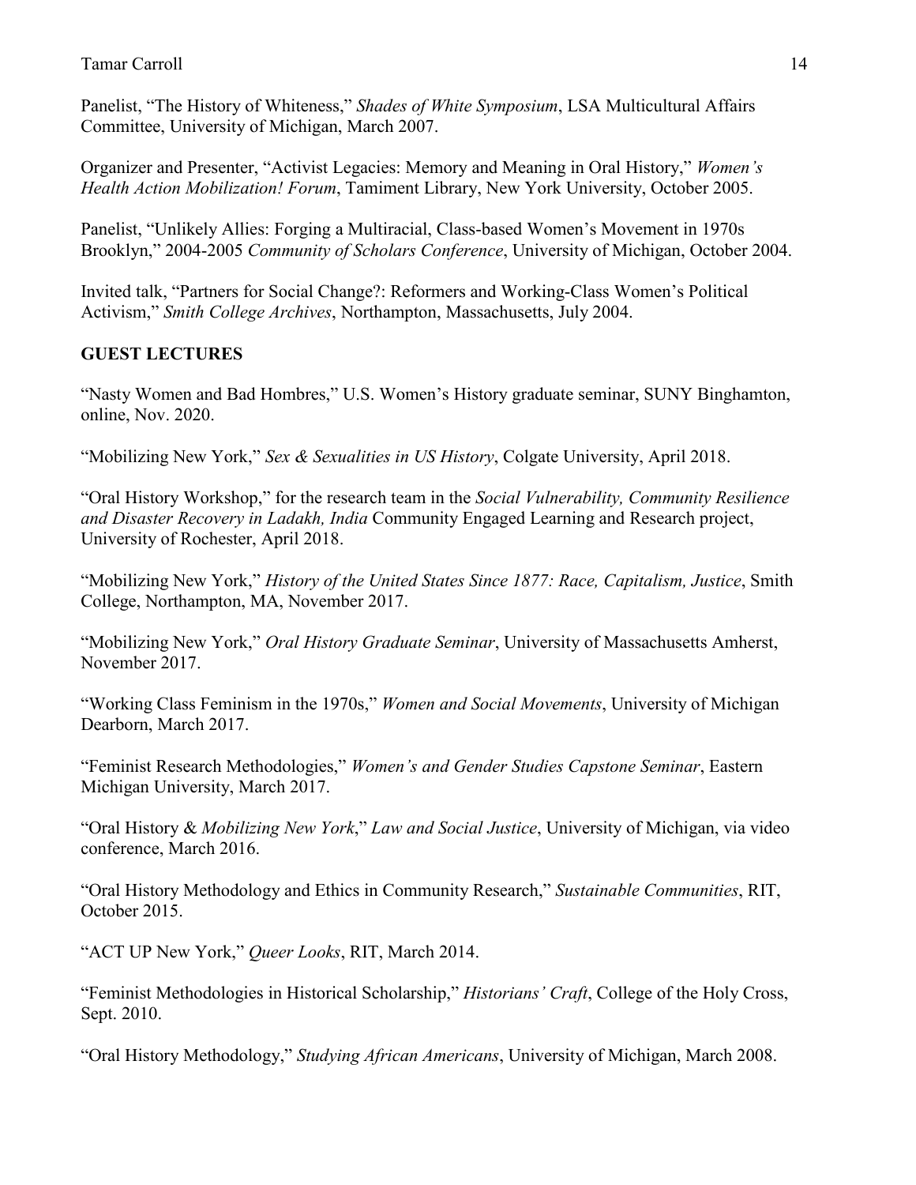Panelist, "The History of Whiteness," *Shades of White Symposium*, LSA Multicultural Affairs Committee, University of Michigan, March 2007.

Organizer and Presenter, "Activist Legacies: Memory and Meaning in Oral History," *Women's Health Action Mobilization! Forum*, Tamiment Library, New York University, October 2005.

Panelist, "Unlikely Allies: Forging a Multiracial, Class-based Women's Movement in 1970s Brooklyn," 2004-2005 *Community of Scholars Conference*, University of Michigan, October 2004.

Invited talk, "Partners for Social Change?: Reformers and Working-Class Women's Political Activism," *Smith College Archives*, Northampton, Massachusetts, July 2004.

## GUEST LECTURES

"Nasty Women and Bad Hombres," U.S. Women's History graduate seminar, SUNY Binghamton, online, Nov. 2020.

"Mobilizing New York," *Sex & Sexualities in US History*, Colgate University, April 2018.

"Oral History Workshop," for the research team in the *Social Vulnerability, Community Resilience and Disaster Recovery in Ladakh, India* Community Engaged Learning and Research project, University of Rochester, April 2018.

"Mobilizing New York," *History of the United States Since 1877: Race, Capitalism, Justice*, Smith College, Northampton, MA, November 2017.

"Mobilizing New York," *Oral History Graduate Seminar*, University of Massachusetts Amherst, November 2017.

"Working Class Feminism in the 1970s," *Women and Social Movements*, University of Michigan Dearborn, March 2017.

"Feminist Research Methodologies," *Women's and Gender Studies Capstone Seminar*, Eastern Michigan University, March 2017.

"Oral History & *Mobilizing New York*," *Law and Social Justice*, University of Michigan, via video conference, March 2016.

"Oral History Methodology and Ethics in Community Research," *Sustainable Communities*, RIT, October 2015.

"ACT UP New York," *Queer Looks*, RIT, March 2014.

"Feminist Methodologies in Historical Scholarship," *Historians' Craft*, College of the Holy Cross, Sept. 2010.

"Oral History Methodology," *Studying African Americans*, University of Michigan, March 2008.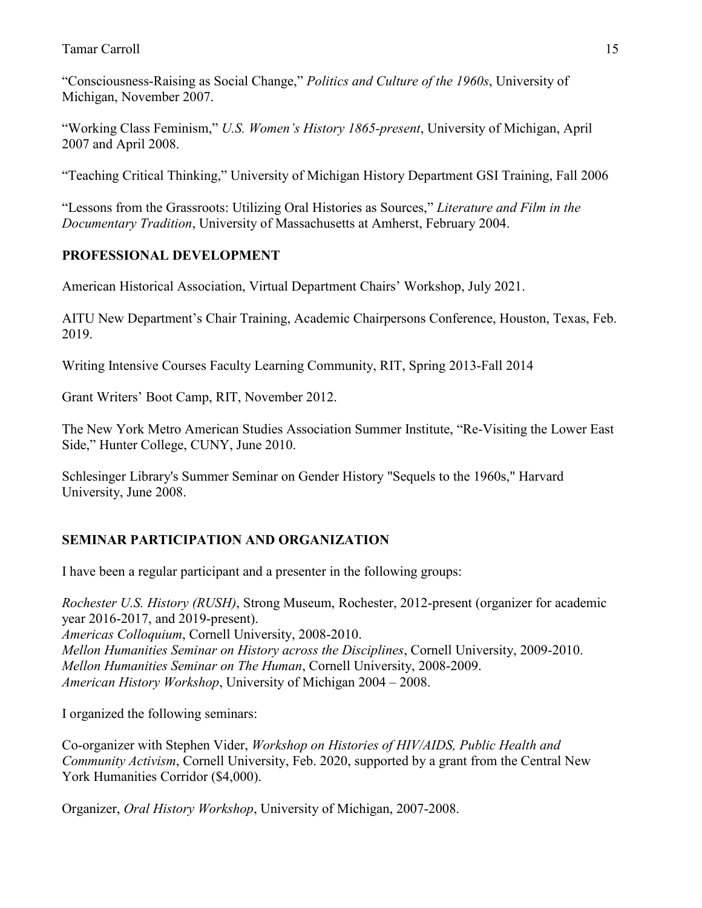"Consciousness-Raising as Social Change," *Politics and Culture of the 1960s*, University of Michigan, November 2007.

"Working Class Feminism," *U.S. Women's History 1865-present*, University of Michigan, April 2007 and April 2008.

"Teaching Critical Thinking," University of Michigan History Department GSI Training, Fall 2006

"Lessons from the Grassroots: Utilizing Oral Histories as Sources," *Literature and Film in the Documentary Tradition*, University of Massachusetts at Amherst, February 2004.

## PROFESSIONAL DEVELOPMENT

American Historical Association, Virtual Department Chairs' Workshop, July 2021.

AITU New Department's Chair Training, Academic Chairpersons Conference, Houston, Texas, Feb. 2019.

Writing Intensive Courses Faculty Learning Community, RIT, Spring 2013-Fall 2014

Grant Writers' Boot Camp, RIT, November 2012.

The New York Metro American Studies Association Summer Institute, "Re-Visiting the Lower East Side," Hunter College, CUNY, June 2010.

Schlesinger Library's Summer Seminar on Gender History "Sequels to the 1960s," Harvard University, June 2008.

## SEMINAR PARTICIPATION AND ORGANIZATION

I have been a regular participant and a presenter in the following groups:

*Rochester U.S. History (RUSH)*, Strong Museum, Rochester, 2012-present (organizer for academic year 2016-2017, and 2019-present).
*Americas Colloquium*, Cornell University, 2008-2010.
*Mellon Humanities Seminar on History across the Disciplines*, Cornell University, 2009-2010.
*Mellon Humanities Seminar on The Human*, Cornell University, 2008-2009.
*American History Workshop*, University of Michigan 2004 – 2008.

I organized the following seminars:

Co-organizer with Stephen Vider, *Workshop on Histories of HIV/AIDS, Public Health and Community Activism*, Cornell University, Feb. 2020, supported by a grant from the Central New York Humanities Corridor ($4,000).

Organizer, *Oral History Workshop*, University of Michigan, 2007-2008.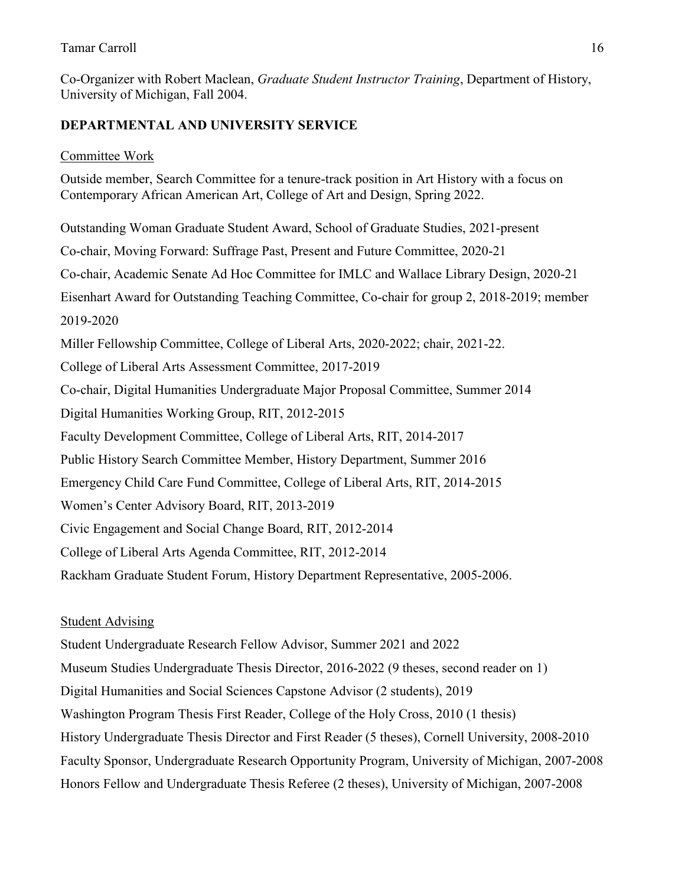Co-Organizer with Robert Maclean, *Graduate Student Instructor Training*, Department of History, University of Michigan, Fall 2004.

## DEPARTMENTAL AND UNIVERSITY SERVICE

Committee Work

Outside member, Search Committee for a tenure-track position in Art History with a focus on Contemporary African American Art, College of Art and Design, Spring 2022.

Outstanding Woman Graduate Student Award, School of Graduate Studies, 2021-present

Co-chair, Moving Forward: Suffrage Past, Present and Future Committee, 2020-21

Co-chair, Academic Senate Ad Hoc Committee for IMLC and Wallace Library Design, 2020-21

Eisenhart Award for Outstanding Teaching Committee, Co-chair for group 2, 2018-2019; member 2019-2020

Miller Fellowship Committee, College of Liberal Arts, 2020-2022; chair, 2021-22.

College of Liberal Arts Assessment Committee, 2017-2019

Co-chair, Digital Humanities Undergraduate Major Proposal Committee, Summer 2014

Digital Humanities Working Group, RIT, 2012-2015

Faculty Development Committee, College of Liberal Arts, RIT, 2014-2017

Public History Search Committee Member, History Department, Summer 2016

Emergency Child Care Fund Committee, College of Liberal Arts, RIT, 2014-2015

Women's Center Advisory Board, RIT, 2013-2019

Civic Engagement and Social Change Board, RIT, 2012-2014

College of Liberal Arts Agenda Committee, RIT, 2012-2014

Rackham Graduate Student Forum, History Department Representative, 2005-2006.

Student Advising

Student Undergraduate Research Fellow Advisor, Summer 2021 and 2022

Museum Studies Undergraduate Thesis Director, 2016-2022 (9 theses, second reader on 1)

Digital Humanities and Social Sciences Capstone Advisor (2 students), 2019

Washington Program Thesis First Reader, College of the Holy Cross, 2010 (1 thesis)

History Undergraduate Thesis Director and First Reader (5 theses), Cornell University, 2008-2010

Faculty Sponsor, Undergraduate Research Opportunity Program, University of Michigan, 2007-2008

Honors Fellow and Undergraduate Thesis Referee (2 theses), University of Michigan, 2007-2008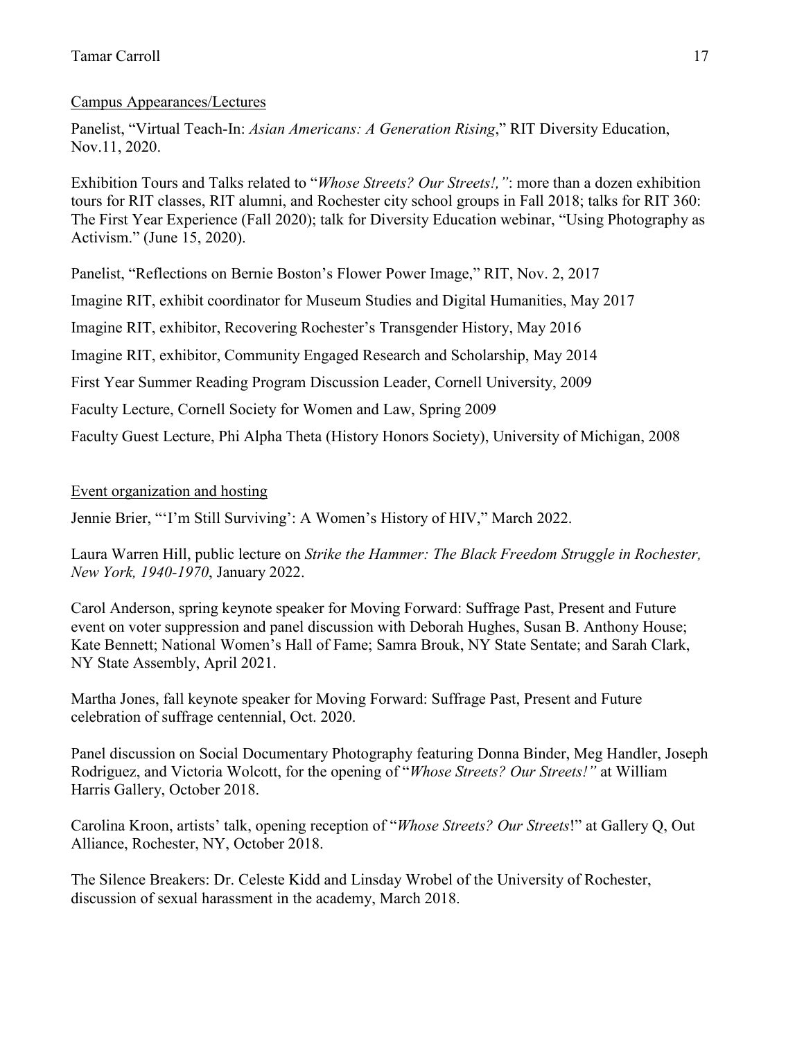Campus Appearances/Lectures

Panelist, "Virtual Teach-In: *Asian Americans: A Generation Rising*," RIT Diversity Education, Nov.11, 2020.

Exhibition Tours and Talks related to "*Whose Streets? Our Streets!,"*: more than a dozen exhibition tours for RIT classes, RIT alumni, and Rochester city school groups in Fall 2018; talks for RIT 360: The First Year Experience (Fall 2020); talk for Diversity Education webinar, "Using Photography as Activism." (June 15, 2020).

Panelist, "Reflections on Bernie Boston's Flower Power Image," RIT, Nov. 2, 2017

Imagine RIT, exhibit coordinator for Museum Studies and Digital Humanities, May 2017

Imagine RIT, exhibitor, Recovering Rochester's Transgender History, May 2016

Imagine RIT, exhibitor, Community Engaged Research and Scholarship, May 2014

First Year Summer Reading Program Discussion Leader, Cornell University, 2009

Faculty Lecture, Cornell Society for Women and Law, Spring 2009

Faculty Guest Lecture, Phi Alpha Theta (History Honors Society), University of Michigan, 2008

Event organization and hosting

Jennie Brier, "'I'm Still Surviving': A Women's History of HIV," March 2022.

Laura Warren Hill, public lecture on *Strike the Hammer: The Black Freedom Struggle in Rochester, New York, 1940-1970*, January 2022.

Carol Anderson, spring keynote speaker for Moving Forward: Suffrage Past, Present and Future event on voter suppression and panel discussion with Deborah Hughes, Susan B. Anthony House; Kate Bennett; National Women's Hall of Fame; Samra Brouk, NY State Sentate; and Sarah Clark, NY State Assembly, April 2021.

Martha Jones, fall keynote speaker for Moving Forward: Suffrage Past, Present and Future celebration of suffrage centennial, Oct. 2020.

Panel discussion on Social Documentary Photography featuring Donna Binder, Meg Handler, Joseph Rodriguez, and Victoria Wolcott, for the opening of "*Whose Streets? Our Streets!"* at William Harris Gallery, October 2018.

Carolina Kroon, artists' talk, opening reception of "*Whose Streets? Our Streets*!" at Gallery Q, Out Alliance, Rochester, NY, October 2018.

The Silence Breakers: Dr. Celeste Kidd and Linsday Wrobel of the University of Rochester, discussion of sexual harassment in the academy, March 2018.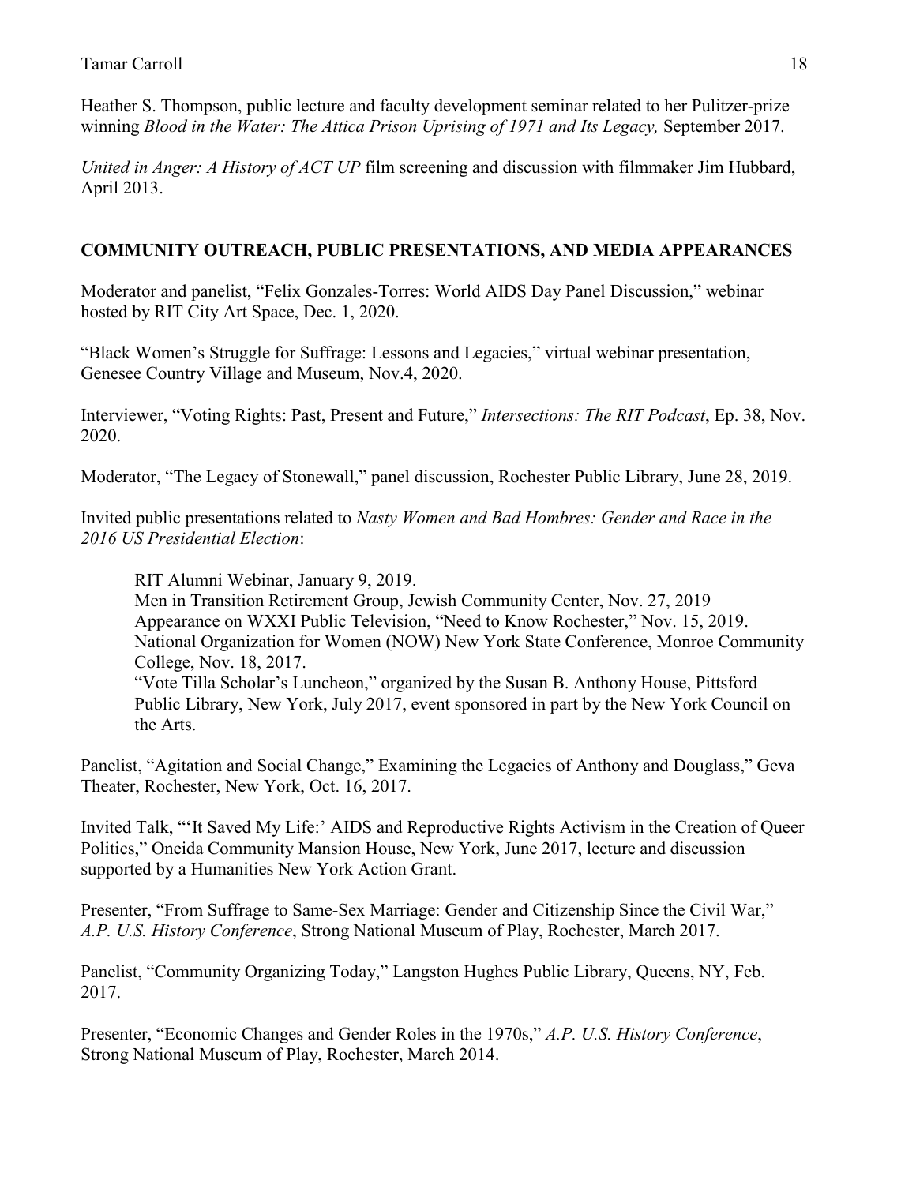Heather S. Thompson, public lecture and faculty development seminar related to her Pulitzer-prize winning *Blood in the Water: The Attica Prison Uprising of 1971 and Its Legacy,* September 2017.

*United in Anger: A History of ACT UP* film screening and discussion with filmmaker Jim Hubbard, April 2013.

## COMMUNITY OUTREACH, PUBLIC PRESENTATIONS, AND MEDIA APPEARANCES

Moderator and panelist, "Felix Gonzales-Torres: World AIDS Day Panel Discussion," webinar hosted by RIT City Art Space, Dec. 1, 2020.

"Black Women's Struggle for Suffrage: Lessons and Legacies," virtual webinar presentation, Genesee Country Village and Museum, Nov.4, 2020.

Interviewer, "Voting Rights: Past, Present and Future," *Intersections: The RIT Podcast*, Ep. 38, Nov. 2020.

Moderator, "The Legacy of Stonewall," panel discussion, Rochester Public Library, June 28, 2019.

Invited public presentations related to *Nasty Women and Bad Hombres: Gender and Race in the 2016 US Presidential Election*:

> RIT Alumni Webinar, January 9, 2019.
> Men in Transition Retirement Group, Jewish Community Center, Nov. 27, 2019
> Appearance on WXXI Public Television, "Need to Know Rochester," Nov. 15, 2019.
> National Organization for Women (NOW) New York State Conference, Monroe Community College, Nov. 18, 2017.
> "Vote Tilla Scholar's Luncheon," organized by the Susan B. Anthony House, Pittsford Public Library, New York, July 2017, event sponsored in part by the New York Council on the Arts.

Panelist, "Agitation and Social Change," Examining the Legacies of Anthony and Douglass," Geva Theater, Rochester, New York, Oct. 16, 2017.

Invited Talk, "'It Saved My Life:' AIDS and Reproductive Rights Activism in the Creation of Queer Politics," Oneida Community Mansion House, New York, June 2017, lecture and discussion supported by a Humanities New York Action Grant.

Presenter, "From Suffrage to Same-Sex Marriage: Gender and Citizenship Since the Civil War," *A.P. U.S. History Conference*, Strong National Museum of Play, Rochester, March 2017.

Panelist, "Community Organizing Today," Langston Hughes Public Library, Queens, NY, Feb. 2017.

Presenter, "Economic Changes and Gender Roles in the 1970s," *A.P. U.S. History Conference*, Strong National Museum of Play, Rochester, March 2014.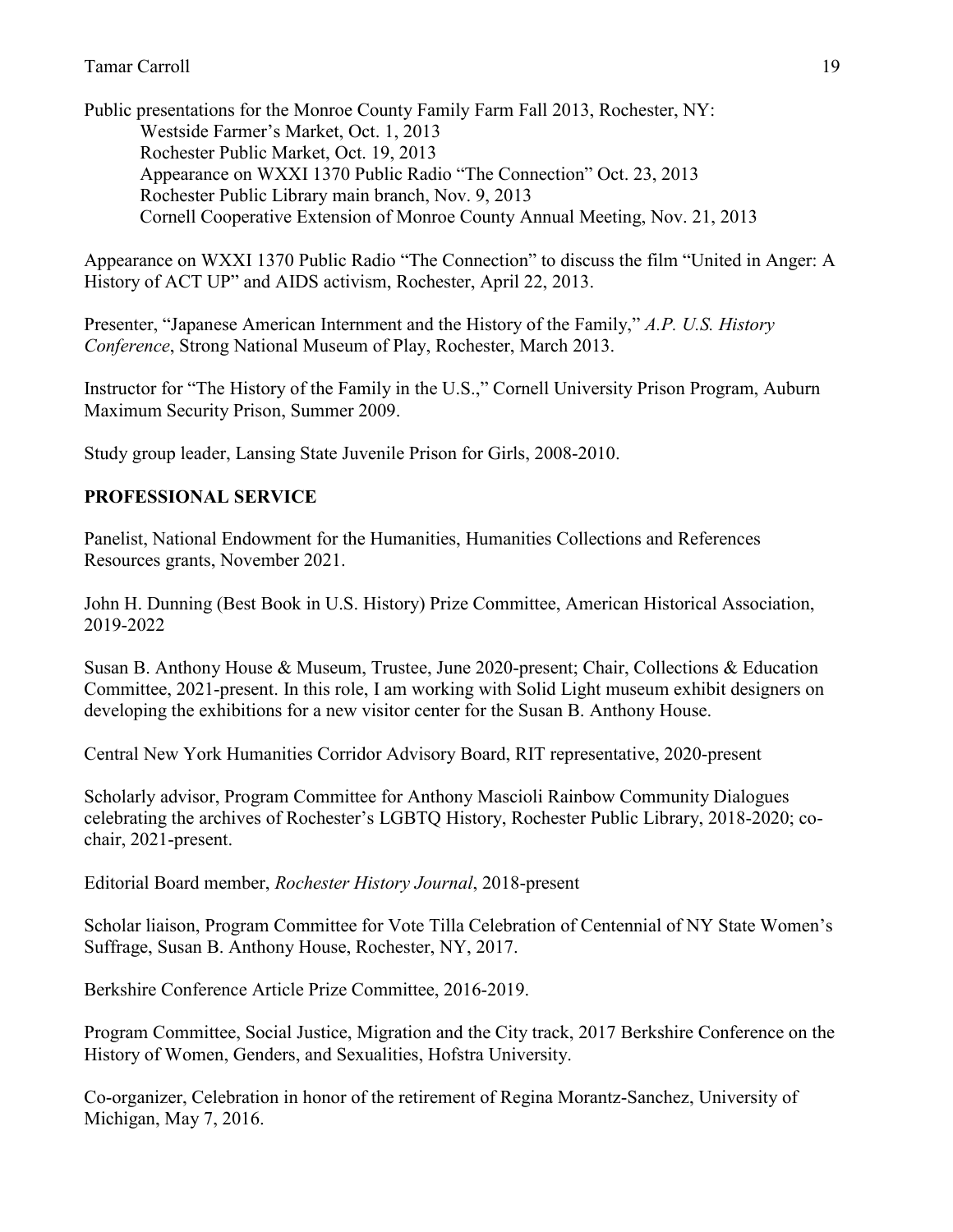Public presentations for the Monroe County Family Farm Fall 2013, Rochester, NY:

- Westside Farmer's Market, Oct. 1, 2013
- Rochester Public Market, Oct. 19, 2013
- Appearance on WXXI 1370 Public Radio "The Connection" Oct. 23, 2013
- Rochester Public Library main branch, Nov. 9, 2013
- Cornell Cooperative Extension of Monroe County Annual Meeting, Nov. 21, 2013

Appearance on WXXI 1370 Public Radio "The Connection" to discuss the film "United in Anger: A History of ACT UP" and AIDS activism, Rochester, April 22, 2013.

Presenter, "Japanese American Internment and the History of the Family," *A.P. U.S. History Conference*, Strong National Museum of Play, Rochester, March 2013.

Instructor for "The History of the Family in the U.S.," Cornell University Prison Program, Auburn Maximum Security Prison, Summer 2009.

Study group leader, Lansing State Juvenile Prison for Girls, 2008-2010.

## PROFESSIONAL SERVICE

Panelist, National Endowment for the Humanities, Humanities Collections and References Resources grants, November 2021.

John H. Dunning (Best Book in U.S. History) Prize Committee, American Historical Association, 2019-2022

Susan B. Anthony House & Museum, Trustee, June 2020-present; Chair, Collections & Education Committee, 2021-present. In this role, I am working with Solid Light museum exhibit designers on developing the exhibitions for a new visitor center for the Susan B. Anthony House.

Central New York Humanities Corridor Advisory Board, RIT representative, 2020-present

Scholarly advisor, Program Committee for Anthony Mascioli Rainbow Community Dialogues celebrating the archives of Rochester's LGBTQ History, Rochester Public Library, 2018-2020; co-chair, 2021-present.

Editorial Board member, *Rochester History Journal*, 2018-present

Scholar liaison, Program Committee for Vote Tilla Celebration of Centennial of NY State Women's Suffrage, Susan B. Anthony House, Rochester, NY, 2017.

Berkshire Conference Article Prize Committee, 2016-2019.

Program Committee, Social Justice, Migration and the City track, 2017 Berkshire Conference on the History of Women, Genders, and Sexualities, Hofstra University.

Co-organizer, Celebration in honor of the retirement of Regina Morantz-Sanchez, University of Michigan, May 7, 2016.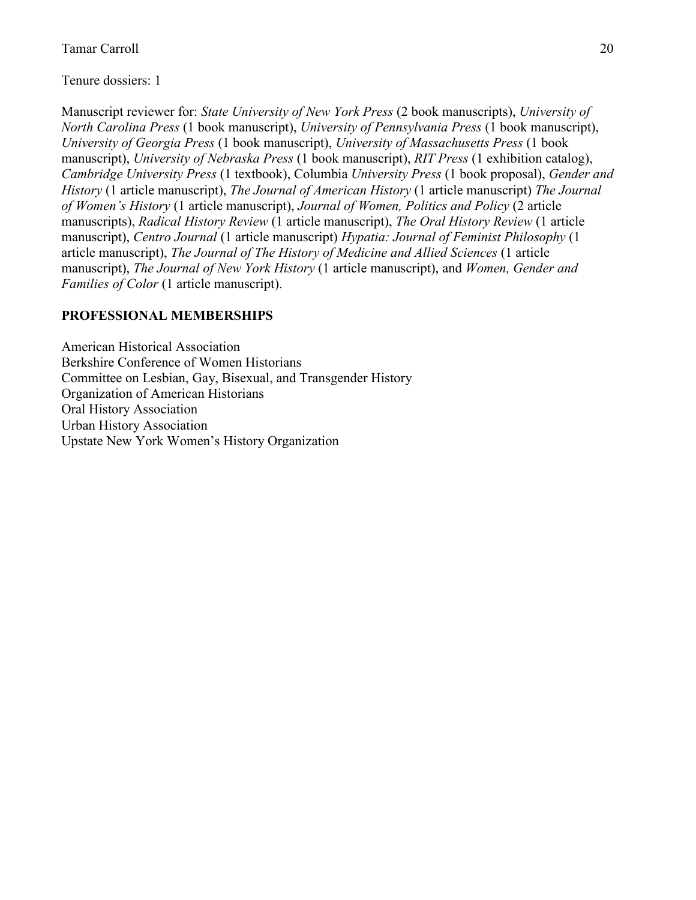Tenure dossiers: 1

Manuscript reviewer for: *State University of New York Press* (2 book manuscripts), *University of North Carolina Press* (1 book manuscript), *University of Pennsylvania Press* (1 book manuscript), *University of Georgia Press* (1 book manuscript), *University of Massachusetts Press* (1 book manuscript), *University of Nebraska Press* (1 book manuscript), *RIT Press* (1 exhibition catalog), *Cambridge University Press* (1 textbook), Columbia *University Press* (1 book proposal), *Gender and History* (1 article manuscript), *The Journal of American History* (1 article manuscript) *The Journal of Women's History* (1 article manuscript), *Journal of Women, Politics and Policy* (2 article manuscripts), *Radical History Review* (1 article manuscript), *The Oral History Review* (1 article manuscript), *Centro Journal* (1 article manuscript) *Hypatia: Journal of Feminist Philosophy* (1 article manuscript), *The Journal of The History of Medicine and Allied Sciences* (1 article manuscript), *The Journal of New York History* (1 article manuscript), and *Women, Gender and Families of Color* (1 article manuscript).

## PROFESSIONAL MEMBERSHIPS

American Historical Association
Berkshire Conference of Women Historians
Committee on Lesbian, Gay, Bisexual, and Transgender History
Organization of American Historians
Oral History Association
Urban History Association
Upstate New York Women's History Organization